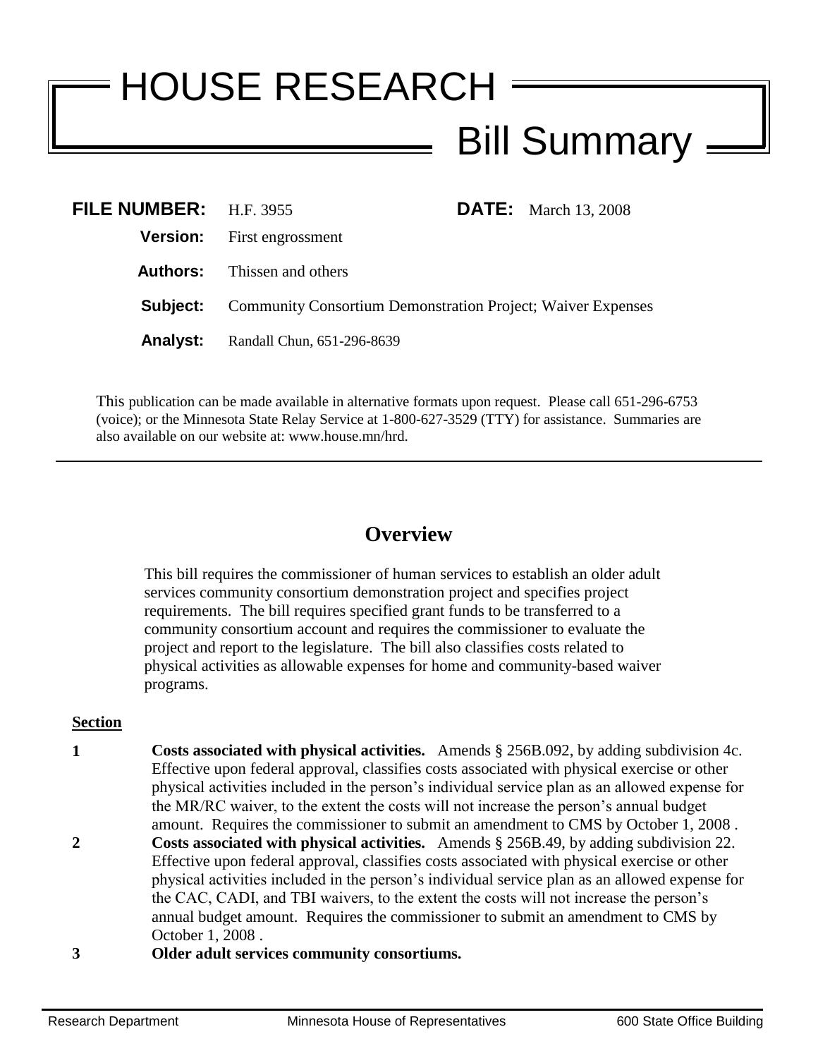# HOUSE RESEARCH

## Bill Summary

**FILE NUMBER:** H.F. 3955 **DATE:** March 13, 2008

**Version:** First engrossment

**Authors:** Thissen and others

**Subject:** Community Consortium Demonstration Project; Waiver Expenses

**Analyst:** Randall Chun, 651-296-8639

This publication can be made available in alternative formats upon request. Please call 651-296-6753 (voice); or the Minnesota State Relay Service at 1-800-627-3529 (TTY) for assistance. Summaries are also available on our website at: www.house.mn/hrd.

---

## Overview

This bill requires the commissioner of human services to establish an older adult services community consortium demonstration project and specifies project requirements. The bill requires specified grant funds to be transferred to a community consortium account and requires the commissioner to evaluate the project and report to the legislature. The bill also classifies costs related to physical activities as allowable expenses for home and community-based waiver programs.

**Section**

**1** **Costs associated with physical activities.** Amends § 256B.092, by adding subdivision 4c. Effective upon federal approval, classifies costs associated with physical exercise or other physical activities included in the person's individual service plan as an allowed expense for the MR/RC waiver, to the extent the costs will not increase the person's annual budget amount. Requires the commissioner to submit an amendment to CMS by October 1, 2008 .

**2** **Costs associated with physical activities.** Amends § 256B.49, by adding subdivision 22. Effective upon federal approval, classifies costs associated with physical exercise or other physical activities included in the person's individual service plan as an allowed expense for the CAC, CADI, and TBI waivers, to the extent the costs will not increase the person's annual budget amount. Requires the commissioner to submit an amendment to CMS by October 1, 2008 .

**3** **Older adult services community consortiums.**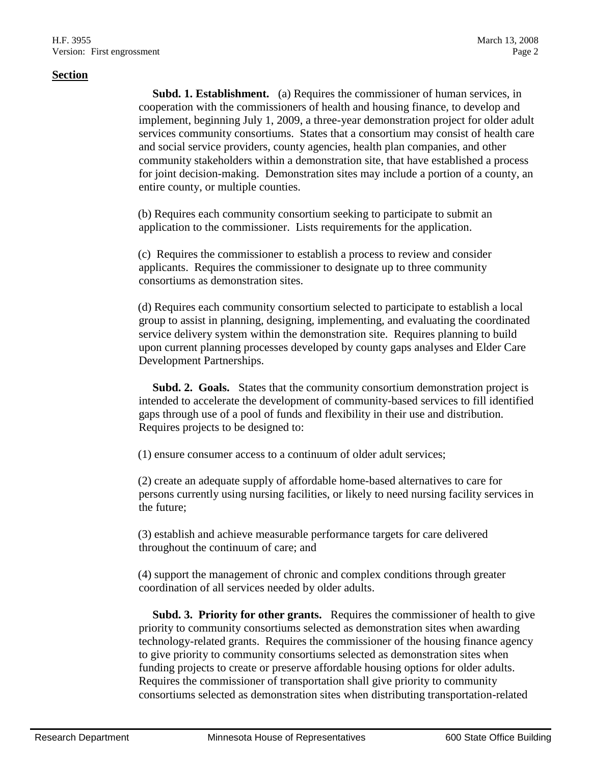**Section**

**Subd. 1. Establishment.** (a) Requires the commissioner of human services, in cooperation with the commissioners of health and housing finance, to develop and implement, beginning July 1, 2009, a three-year demonstration project for older adult services community consortiums. States that a consortium may consist of health care and social service providers, county agencies, health plan companies, and other community stakeholders within a demonstration site, that have established a process for joint decision-making. Demonstration sites may include a portion of a county, an entire county, or multiple counties.

(b) Requires each community consortium seeking to participate to submit an application to the commissioner. Lists requirements for the application.

(c) Requires the commissioner to establish a process to review and consider applicants. Requires the commissioner to designate up to three community consortiums as demonstration sites.

(d) Requires each community consortium selected to participate to establish a local group to assist in planning, designing, implementing, and evaluating the coordinated service delivery system within the demonstration site. Requires planning to build upon current planning processes developed by county gaps analyses and Elder Care Development Partnerships.

**Subd. 2. Goals.** States that the community consortium demonstration project is intended to accelerate the development of community-based services to fill identified gaps through use of a pool of funds and flexibility in their use and distribution. Requires projects to be designed to:

(1) ensure consumer access to a continuum of older adult services;

(2) create an adequate supply of affordable home-based alternatives to care for persons currently using nursing facilities, or likely to need nursing facility services in the future;

(3) establish and achieve measurable performance targets for care delivered throughout the continuum of care; and

(4) support the management of chronic and complex conditions through greater coordination of all services needed by older adults.

**Subd. 3. Priority for other grants.** Requires the commissioner of health to give priority to community consortiums selected as demonstration sites when awarding technology-related grants. Requires the commissioner of the housing finance agency to give priority to community consortiums selected as demonstration sites when funding projects to create or preserve affordable housing options for older adults. Requires the commissioner of transportation shall give priority to community consortiums selected as demonstration sites when distributing transportation-related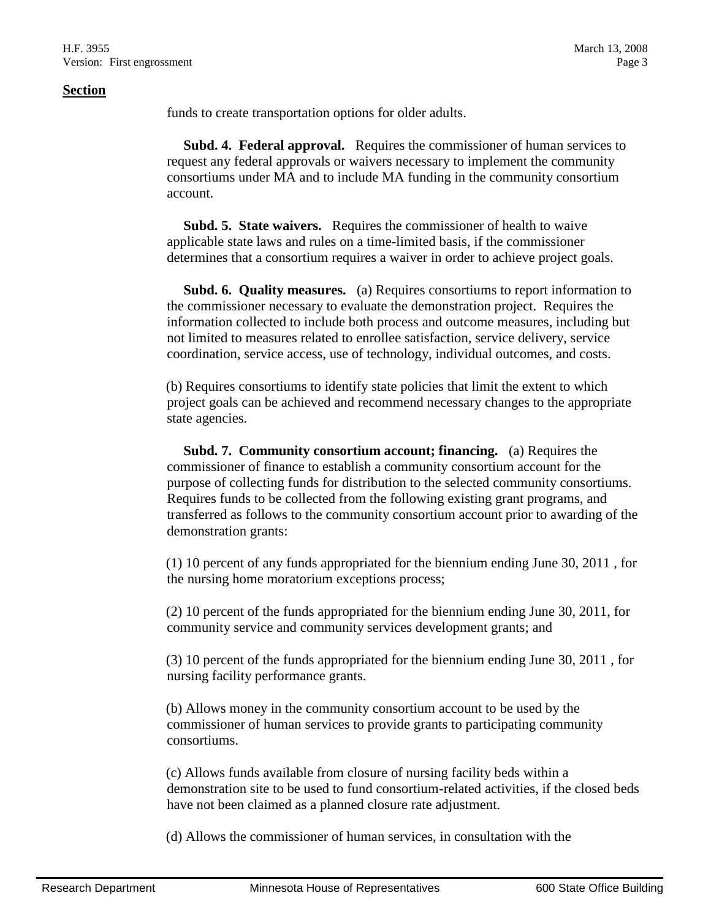**Section**

funds to create transportation options for older adults.

**Subd. 4. Federal approval.** Requires the commissioner of human services to request any federal approvals or waivers necessary to implement the community consortiums under MA and to include MA funding in the community consortium account.

**Subd. 5. State waivers.** Requires the commissioner of health to waive applicable state laws and rules on a time-limited basis, if the commissioner determines that a consortium requires a waiver in order to achieve project goals.

**Subd. 6. Quality measures.** (a) Requires consortiums to report information to the commissioner necessary to evaluate the demonstration project. Requires the information collected to include both process and outcome measures, including but not limited to measures related to enrollee satisfaction, service delivery, service coordination, service access, use of technology, individual outcomes, and costs.

(b) Requires consortiums to identify state policies that limit the extent to which project goals can be achieved and recommend necessary changes to the appropriate state agencies.

**Subd. 7. Community consortium account; financing.** (a) Requires the commissioner of finance to establish a community consortium account for the purpose of collecting funds for distribution to the selected community consortiums. Requires funds to be collected from the following existing grant programs, and transferred as follows to the community consortium account prior to awarding of the demonstration grants:

(1) 10 percent of any funds appropriated for the biennium ending June 30, 2011 , for the nursing home moratorium exceptions process;

(2) 10 percent of the funds appropriated for the biennium ending June 30, 2011, for community service and community services development grants; and

(3) 10 percent of the funds appropriated for the biennium ending June 30, 2011 , for nursing facility performance grants.

(b) Allows money in the community consortium account to be used by the commissioner of human services to provide grants to participating community consortiums.

(c) Allows funds available from closure of nursing facility beds within a demonstration site to be used to fund consortium-related activities, if the closed beds have not been claimed as a planned closure rate adjustment.

(d) Allows the commissioner of human services, in consultation with the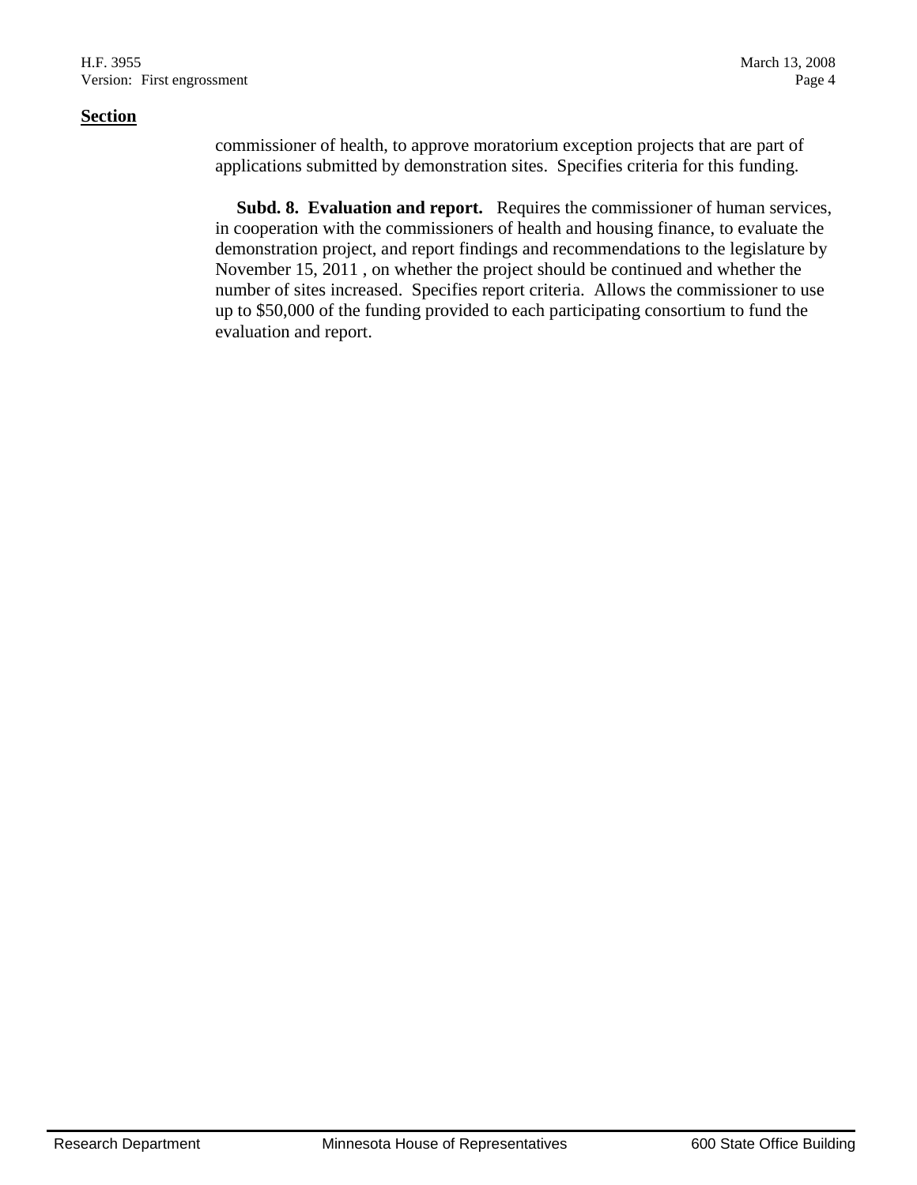**Section**

commissioner of health, to approve moratorium exception projects that are part of applications submitted by demonstration sites. Specifies criteria for this funding.

**Subd. 8. Evaluation and report.** Requires the commissioner of human services, in cooperation with the commissioners of health and housing finance, to evaluate the demonstration project, and report findings and recommendations to the legislature by November 15, 2011 , on whether the project should be continued and whether the number of sites increased. Specifies report criteria. Allows the commissioner to use up to $50,000 of the funding provided to each participating consortium to fund the evaluation and report.